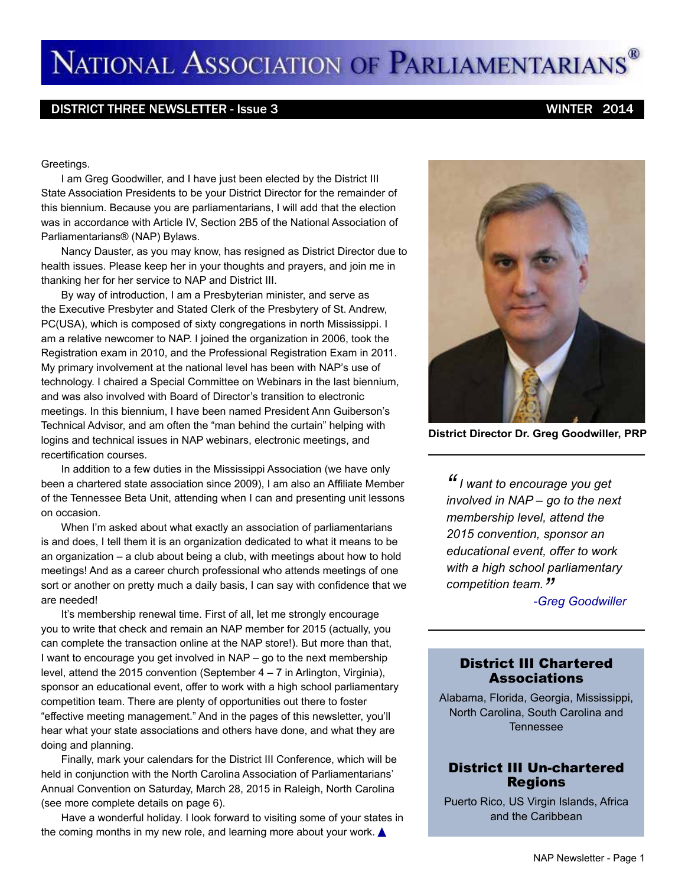# National Association of Parliamentarians®

**DISTRICT THREE NEWSLETTER - Issue 3** WINTER 2014

Greetings.

I am Greg Goodwiller, and I have just been elected by the District III State Association Presidents to be your District Director for the remainder of this biennium. Because you are parliamentarians, I will add that the election was in accordance with Article IV, Section 2B5 of the National Association of Parliamentarians® (NAP) Bylaws.

Nancy Dauster, as you may know, has resigned as District Director due to health issues. Please keep her in your thoughts and prayers, and join me in thanking her for her service to NAP and District III.

By way of introduction, I am a Presbyterian minister, and serve as the Executive Presbyter and Stated Clerk of the Presbytery of St. Andrew, PC(USA), which is composed of sixty congregations in north Mississippi. I am a relative newcomer to NAP. I joined the organization in 2006, took the Registration exam in 2010, and the Professional Registration Exam in 2011. My primary involvement at the national level has been with NAP's use of technology. I chaired a Special Committee on Webinars in the last biennium, and was also involved with Board of Director's transition to electronic meetings. In this biennium, I have been named President Ann Guiberson's Technical Advisor, and am often the "man behind the curtain" helping with logins and technical issues in NAP webinars, electronic meetings, and recertification courses.

In addition to a few duties in the Mississippi Association (we have only been a chartered state association since 2009), I am also an Affiliate Member of the Tennessee Beta Unit, attending when I can and presenting unit lessons on occasion.

When I'm asked about what exactly an association of parliamentarians is and does, I tell them it is an organization dedicated to what it means to be an organization – a club about being a club, with meetings about how to hold meetings! And as a career church professional who attends meetings of one sort or another on pretty much a daily basis, I can say with confidence that we are needed!

It's membership renewal time. First of all, let me strongly encourage you to write that check and remain an NAP member for 2015 (actually, you can complete the transaction online at the NAP store!). But more than that, I want to encourage you get involved in NAP – go to the next membership level, attend the 2015 convention (September 4 – 7 in Arlington, Virginia), sponsor an educational event, offer to work with a high school parliamentary competition team. There are plenty of opportunities out there to foster "effective meeting management." And in the pages of this newsletter, you'll hear what your state associations and others have done, and what they are doing and planning.

Finally, mark your calendars for the District III Conference, which will be held in conjunction with the North Carolina Association of Parliamentarians' Annual Convention on Saturday, March 28, 2015 in Raleigh, North Carolina (see more complete details on page 6).

Have a wonderful holiday. I look forward to visiting some of your states in the coming months in my new role, and learning more about your work. ▲

**District Director Dr. Greg Goodwiller, PRP**

> *"I want to encourage you get involved in NAP – go to the next membership level, attend the 2015 convention, sponsor an educational event, offer to work with a high school parliamentary competition team."*
>
> *-Greg Goodwiller*

## District III Chartered Associations

Alabama, Florida, Georgia, Mississippi, North Carolina, South Carolina and Tennessee

## District III Un-chartered Regions

Puerto Rico, US Virgin Islands, Africa and the Caribbean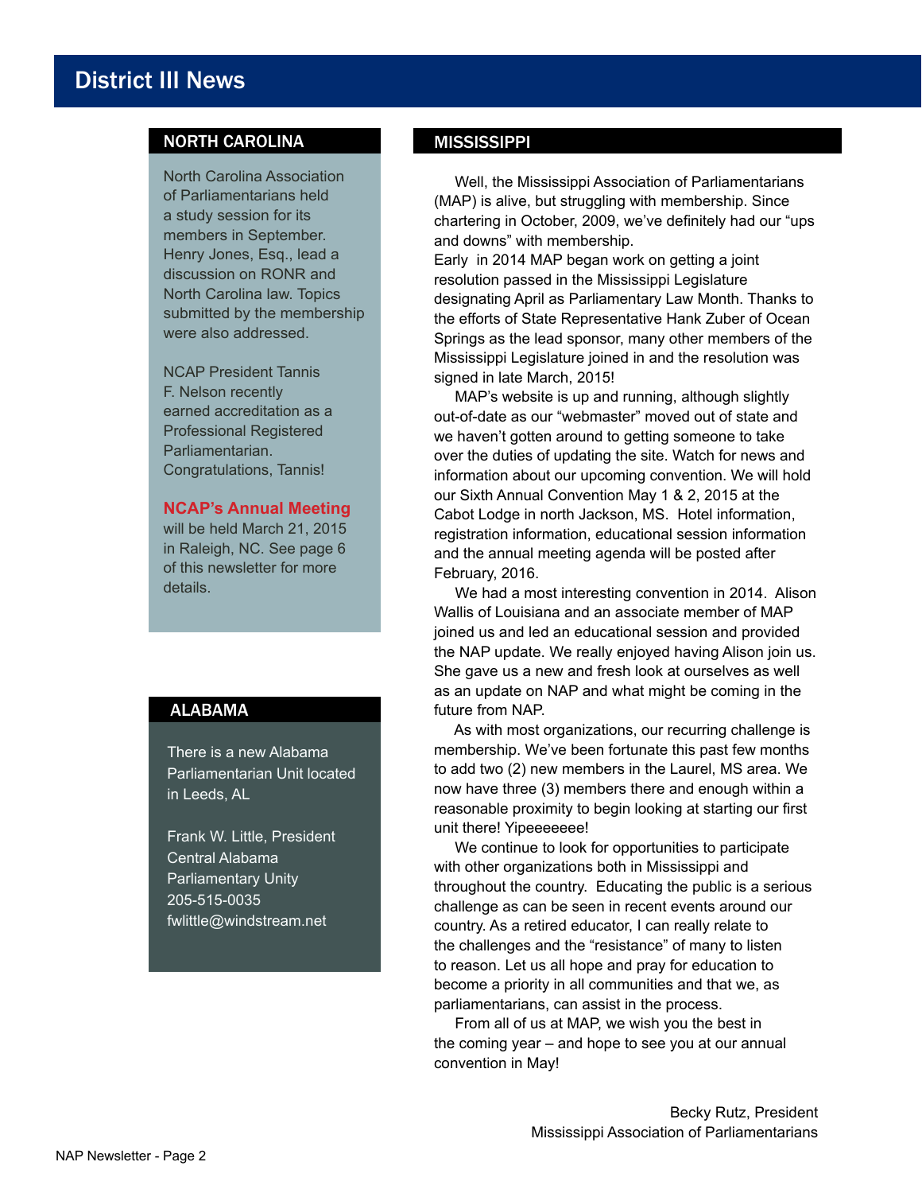# District III News

## NORTH CAROLINA

North Carolina Association of Parliamentarians held a study session for its members in September. Henry Jones, Esq., lead a discussion on RONR and North Carolina law. Topics submitted by the membership were also addressed.

NCAP President Tannis F. Nelson recently earned accreditation as a Professional Registered Parliamentarian. Congratulations, Tannis!

**NCAP's Annual Meeting** will be held March 21, 2015 in Raleigh, NC. See page 6 of this newsletter for more details.

## ALABAMA

There is a new Alabama Parliamentarian Unit located in Leeds, AL

Frank W. Little, President
Central Alabama Parliamentary Unity
205-515-0035
fwlittle@windstream.net

## MISSISSIPPI

Well, the Mississippi Association of Parliamentarians (MAP) is alive, but struggling with membership. Since chartering in October, 2009, we've definitely had our "ups and downs" with membership.

Early in 2014 MAP began work on getting a joint resolution passed in the Mississippi Legislature designating April as Parliamentary Law Month. Thanks to the efforts of State Representative Hank Zuber of Ocean Springs as the lead sponsor, many other members of the Mississippi Legislature joined in and the resolution was signed in late March, 2015!

MAP's website is up and running, although slightly out-of-date as our "webmaster" moved out of state and we haven't gotten around to getting someone to take over the duties of updating the site. Watch for news and information about our upcoming convention. We will hold our Sixth Annual Convention May 1 & 2, 2015 at the Cabot Lodge in north Jackson, MS. Hotel information, registration information, educational session information and the annual meeting agenda will be posted after February, 2016.

We had a most interesting convention in 2014. Alison Wallis of Louisiana and an associate member of MAP joined us and led an educational session and provided the NAP update. We really enjoyed having Alison join us. She gave us a new and fresh look at ourselves as well as an update on NAP and what might be coming in the future from NAP.

As with most organizations, our recurring challenge is membership. We've been fortunate this past few months to add two (2) new members in the Laurel, MS area. We now have three (3) members there and enough within a reasonable proximity to begin looking at starting our first unit there! Yipeeeeeee!

We continue to look for opportunities to participate with other organizations both in Mississippi and throughout the country. Educating the public is a serious challenge as can be seen in recent events around our country. As a retired educator, I can really relate to the challenges and the "resistance" of many to listen to reason. Let us all hope and pray for education to become a priority in all communities and that we, as parliamentarians, can assist in the process.

From all of us at MAP, we wish you the best in the coming year – and hope to see you at our annual convention in May!

Becky Rutz, President
Mississippi Association of Parliamentarians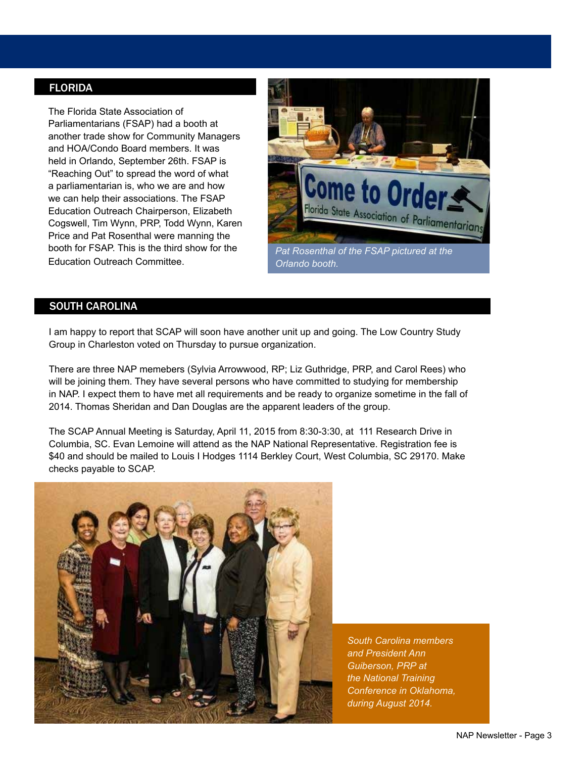## FLORIDA

The Florida State Association of Parliamentarians (FSAP) had a booth at another trade show for Community Managers and HOA/Condo Board members. It was held in Orlando, September 26th. FSAP is "Reaching Out" to spread the word of what a parliamentarian is, who we are and how we can help their associations. The FSAP Education Outreach Chairperson, Elizabeth Cogswell, Tim Wynn, PRP, Todd Wynn, Karen Price and Pat Rosenthal were manning the booth for FSAP. This is the third show for the Education Outreach Committee.

*Pat Rosenthal of the FSAP pictured at the Orlando booth.*

## SOUTH CAROLINA

I am happy to report that SCAP will soon have another unit up and going. The Low Country Study Group in Charleston voted on Thursday to pursue organization.

There are three NAP memebers (Sylvia Arrowwood, RP; Liz Guthridge, PRP, and Carol Rees) who will be joining them. They have several persons who have committed to studying for membership in NAP. I expect them to have met all requirements and be ready to organize sometime in the fall of 2014. Thomas Sheridan and Dan Douglas are the apparent leaders of the group.

The SCAP Annual Meeting is Saturday, April 11, 2015 from 8:30-3:30, at 111 Research Drive in Columbia, SC. Evan Lemoine will attend as the NAP National Representative. Registration fee is $40 and should be mailed to Louis I Hodges 1114 Berkley Court, West Columbia, SC 29170. Make checks payable to SCAP.

*South Carolina members and President Ann Guiberson, PRP at the National Training Conference in Oklahoma, during August 2014.*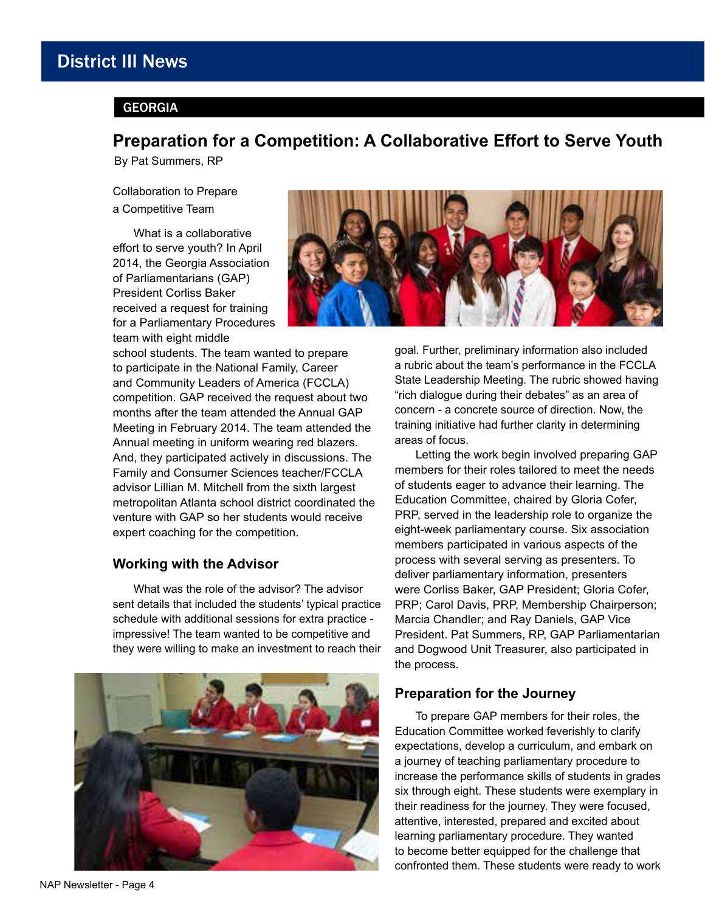# District III News

## GEORGIA

## Preparation for a Competition: A Collaborative Effort to Serve Youth

By Pat Summers, RP

Collaboration to Prepare a Competitive Team

What is a collaborative effort to serve youth? In April 2014, the Georgia Association of Parliamentarians (GAP) President Corliss Baker received a request for training for a Parliamentary Procedures team with eight middle school students. The team wanted to prepare to participate in the National Family, Career and Community Leaders of America (FCCLA) competition. GAP received the request about two months after the team attended the Annual GAP Meeting in February 2014. The team attended the Annual meeting in uniform wearing red blazers. And, they participated actively in discussions. The Family and Consumer Sciences teacher/FCCLA advisor Lillian M. Mitchell from the sixth largest metropolitan Atlanta school district coordinated the venture with GAP so her students would receive expert coaching for the competition.

### Working with the Advisor

What was the role of the advisor? The advisor sent details that included the students' typical practice schedule with additional sessions for extra practice - impressive! The team wanted to be competitive and they were willing to make an investment to reach their goal. Further, preliminary information also included a rubric about the team's performance in the FCCLA State Leadership Meeting. The rubric showed having "rich dialogue during their debates" as an area of concern - a concrete source of direction. Now, the training initiative had further clarity in determining areas of focus.

Letting the work begin involved preparing GAP members for their roles tailored to meet the needs of students eager to advance their learning. The Education Committee, chaired by Gloria Cofer, PRP, served in the leadership role to organize the eight-week parliamentary course. Six association members participated in various aspects of the process with several serving as presenters. To deliver parliamentary information, presenters were Corliss Baker, GAP President; Gloria Cofer, PRP; Carol Davis, PRP, Membership Chairperson; Marcia Chandler; and Ray Daniels, GAP Vice President. Pat Summers, RP, GAP Parliamentarian and Dogwood Unit Treasurer, also participated in the process.

### Preparation for the Journey

To prepare GAP members for their roles, the Education Committee worked feverishly to clarify expectations, develop a curriculum, and embark on a journey of teaching parliamentary procedure to increase the performance skills of students in grades six through eight. These students were exemplary in their readiness for the journey. They were focused, attentive, interested, prepared and excited about learning parliamentary procedure. They wanted to become better equipped for the challenge that confronted them. These students were ready to work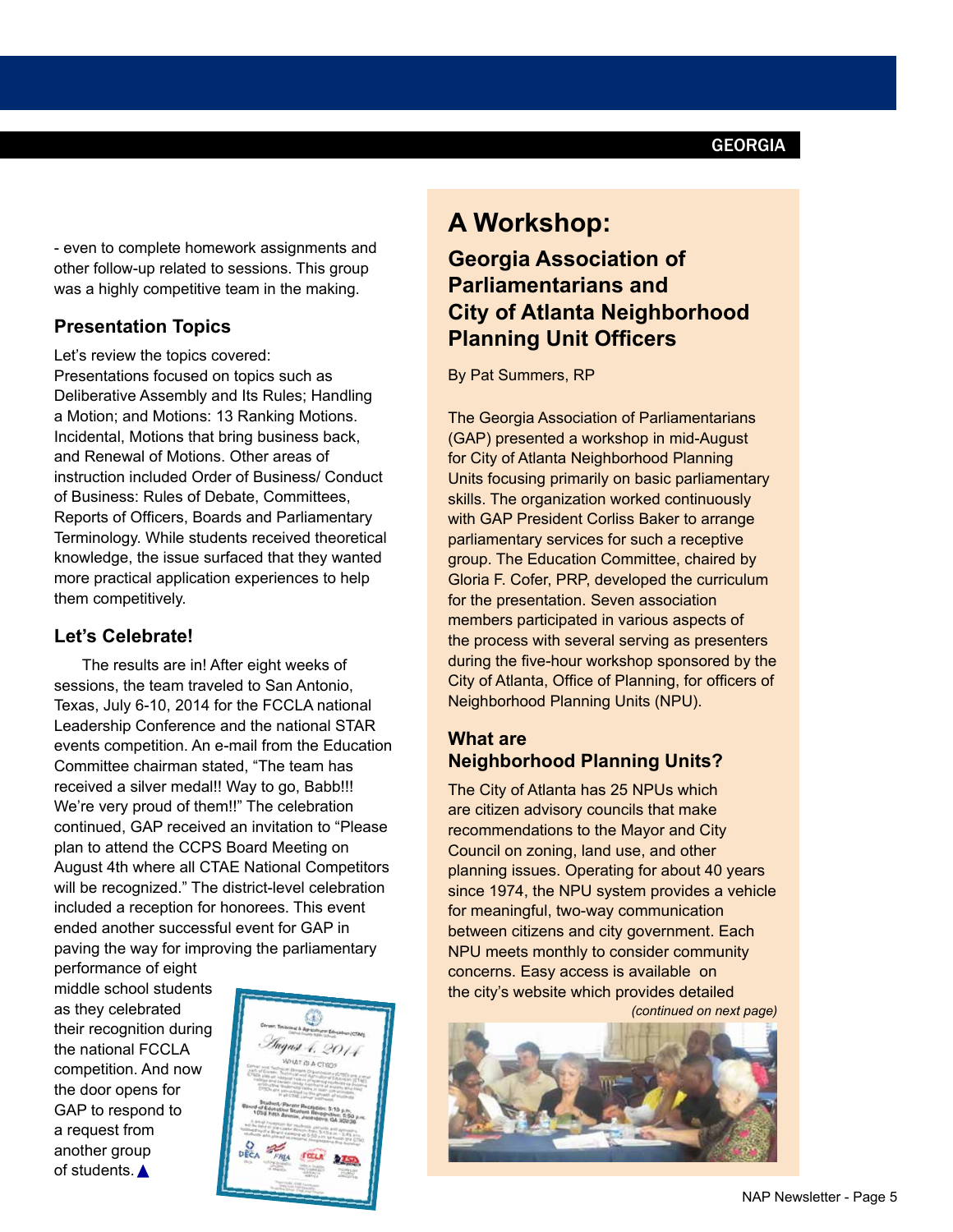- even to complete homework assignments and other follow-up related to sessions. This group was a highly competitive team in the making.

### Presentation Topics

Let's review the topics covered: Presentations focused on topics such as Deliberative Assembly and Its Rules; Handling a Motion; and Motions: 13 Ranking Motions. Incidental, Motions that bring business back, and Renewal of Motions. Other areas of instruction included Order of Business/ Conduct of Business: Rules of Debate, Committees, Reports of Officers, Boards and Parliamentary Terminology. While students received theoretical knowledge, the issue surfaced that they wanted more practical application experiences to help them competitively.

### Let's Celebrate!

The results are in! After eight weeks of sessions, the team traveled to San Antonio, Texas, July 6-10, 2014 for the FCCLA national Leadership Conference and the national STAR events competition. An e-mail from the Education Committee chairman stated, "The team has received a silver medal!! Way to go, Babb!!! We're very proud of them!!" The celebration continued, GAP received an invitation to "Please plan to attend the CCPS Board Meeting on August 4th where all CTAE National Competitors will be recognized." The district-level celebration included a reception for honorees. This event ended another successful event for GAP in paving the way for improving the parliamentary performance of eight middle school students as they celebrated their recognition during the national FCCLA competition. And now the door opens for GAP to respond to a request from another group of students. ▲

# A Workshop:

## Georgia Association of Parliamentarians and City of Atlanta Neighborhood Planning Unit Officers

By Pat Summers, RP

The Georgia Association of Parliamentarians (GAP) presented a workshop in mid-August for City of Atlanta Neighborhood Planning Units focusing primarily on basic parliamentary skills. The organization worked continuously with GAP President Corliss Baker to arrange parliamentary services for such a receptive group. The Education Committee, chaired by Gloria F. Cofer, PRP, developed the curriculum for the presentation. Seven association members participated in various aspects of the process with several serving as presenters during the five-hour workshop sponsored by the City of Atlanta, Office of Planning, for officers of Neighborhood Planning Units (NPU).

### What are Neighborhood Planning Units?

The City of Atlanta has 25 NPUs which are citizen advisory councils that make recommendations to the Mayor and City Council on zoning, land use, and other planning issues. Operating for about 40 years since 1974, the NPU system provides a vehicle for meaningful, two-way communication between citizens and city government. Each NPU meets monthly to consider community concerns. Easy access is available on the city's website which provides detailed

*(continued on next page)*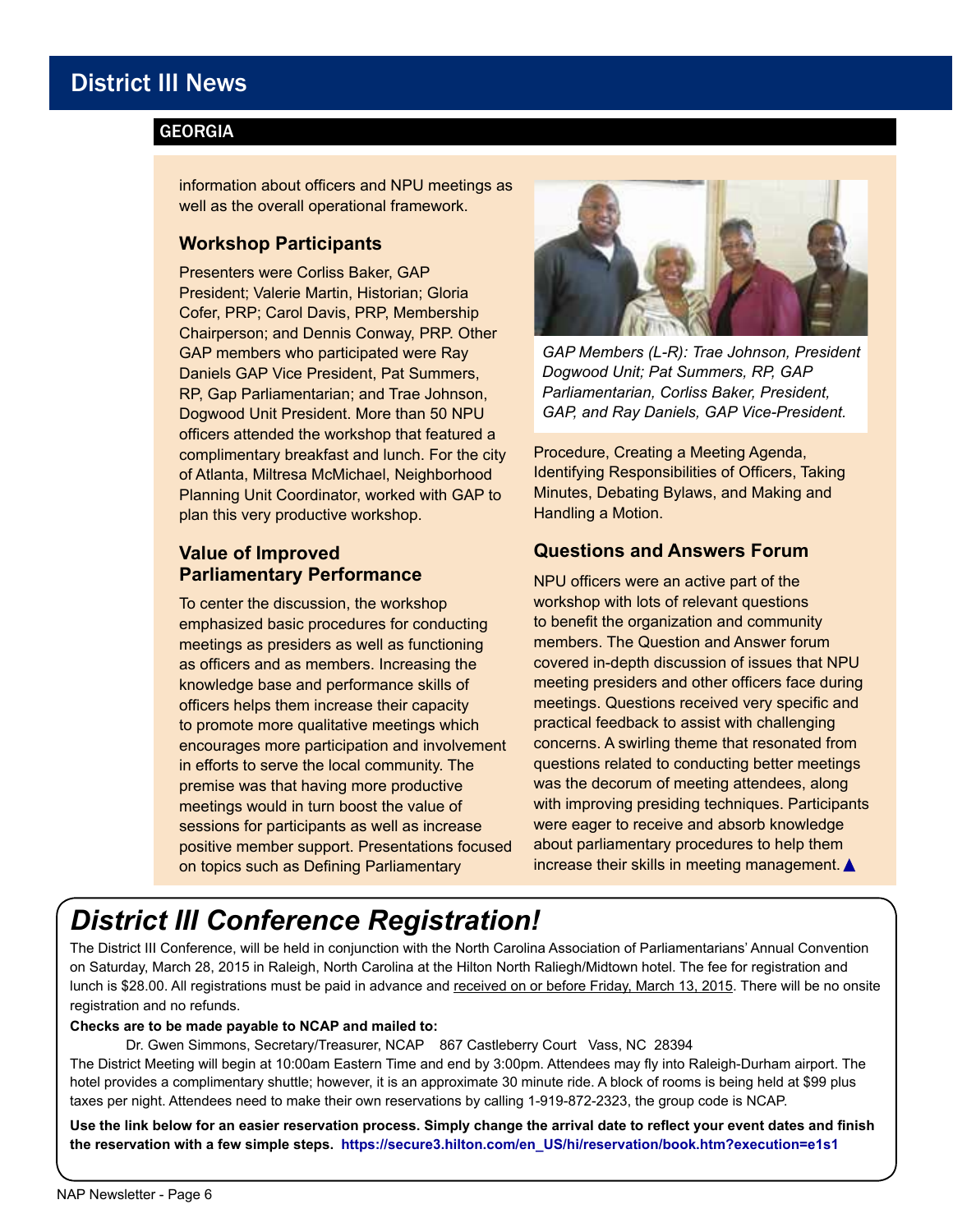# District III News

## GEORGIA

information about officers and NPU meetings as well as the overall operational framework.

### Workshop Participants

Presenters were Corliss Baker, GAP President; Valerie Martin, Historian; Gloria Cofer, PRP; Carol Davis, PRP, Membership Chairperson; and Dennis Conway, PRP. Other GAP members who participated were Ray Daniels GAP Vice President, Pat Summers, RP, Gap Parliamentarian; and Trae Johnson, Dogwood Unit President. More than 50 NPU officers attended the workshop that featured a complimentary breakfast and lunch. For the city of Atlanta, Miltresa McMichael, Neighborhood Planning Unit Coordinator, worked with GAP to plan this very productive workshop.

*GAP Members (L-R): Trae Johnson, President Dogwood Unit; Pat Summers, RP, GAP Parliamentarian, Corliss Baker, President, GAP, and Ray Daniels, GAP Vice-President.*

### Value of Improved Parliamentary Performance

To center the discussion, the workshop emphasized basic procedures for conducting meetings as presiders as well as functioning as officers and as members. Increasing the knowledge base and performance skills of officers helps them increase their capacity to promote more qualitative meetings which encourages more participation and involvement in efforts to serve the local community. The premise was that having more productive meetings would in turn boost the value of sessions for participants as well as increase positive member support. Presentations focused on topics such as Defining Parliamentary Procedure, Creating a Meeting Agenda, Identifying Responsibilities of Officers, Taking Minutes, Debating Bylaws, and Making and Handling a Motion.

### Questions and Answers Forum

NPU officers were an active part of the workshop with lots of relevant questions to benefit the organization and community members. The Question and Answer forum covered in-depth discussion of issues that NPU meeting presiders and other officers face during meetings. Questions received very specific and practical feedback to assist with challenging concerns. A swirling theme that resonated from questions related to conducting better meetings was the decorum of meeting attendees, along with improving presiding techniques. Participants were eager to receive and absorb knowledge about parliamentary procedures to help them increase their skills in meeting management. ▲

# *District III Conference Registration!*

The District III Conference, will be held in conjunction with the North Carolina Association of Parliamentarians' Annual Convention on Saturday, March 28, 2015 in Raleigh, North Carolina at the Hilton North Raliegh/Midtown hotel. The fee for registration and lunch is $28.00. All registrations must be paid in advance and received on or before Friday, March 13, 2015. There will be no onsite registration and no refunds.

**Checks are to be made payable to NCAP and mailed to:**

Dr. Gwen Simmons, Secretary/Treasurer, NCAP 867 Castleberry Court Vass, NC 28394

The District Meeting will begin at 10:00am Eastern Time and end by 3:00pm. Attendees may fly into Raleigh-Durham airport. The hotel provides a complimentary shuttle; however, it is an approximate 30 minute ride. A block of rooms is being held at $99 plus taxes per night. Attendees need to make their own reservations by calling 1-919-872-2323, the group code is NCAP.

**Use the link below for an easier reservation process. Simply change the arrival date to reflect your event dates and finish the reservation with a few simple steps. https://secure3.hilton.com/en_US/hi/reservation/book.htm?execution=e1s1**